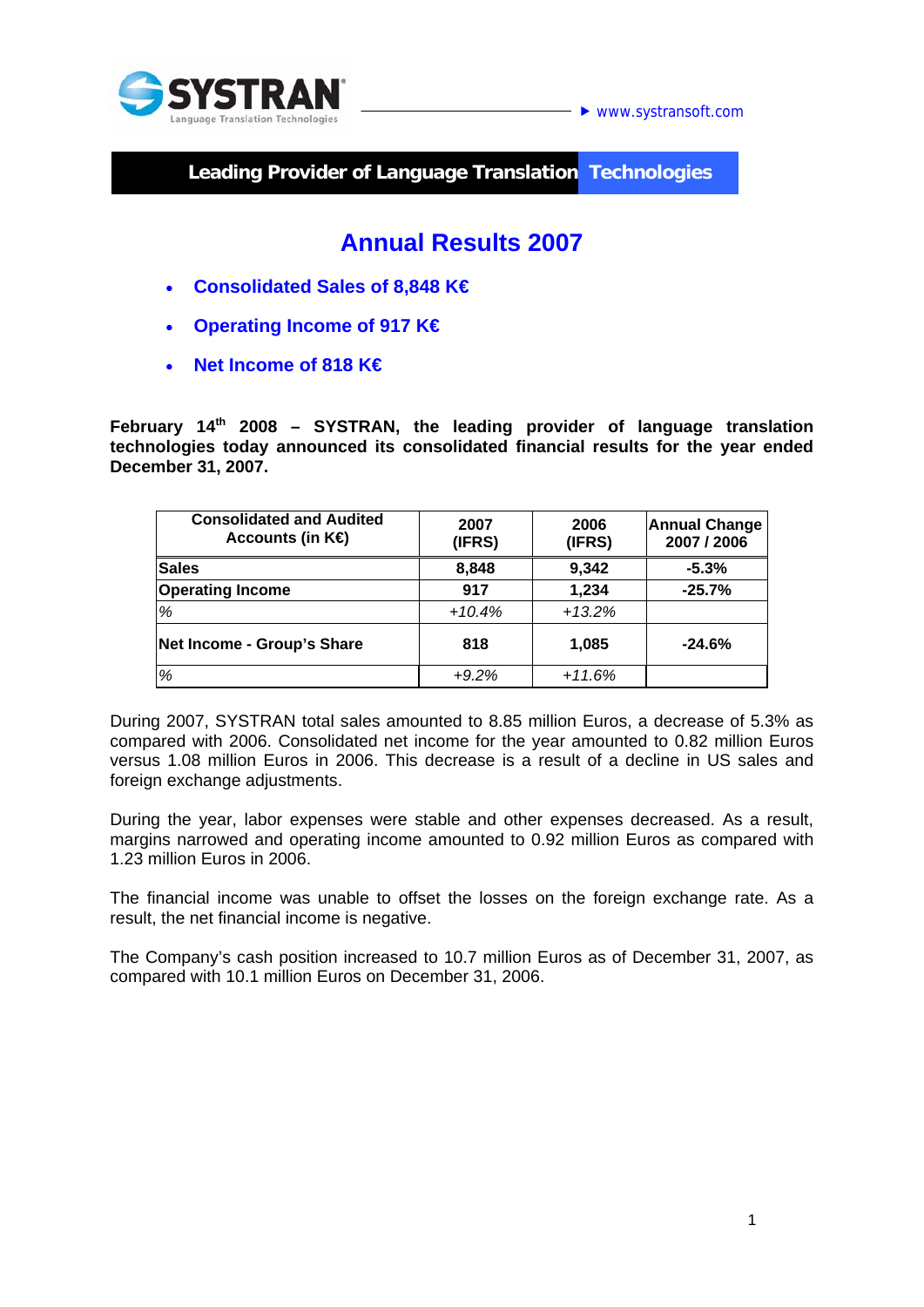SYSTRAN Language Translation Technologies

www.systransoft.com

**Leading Provider of Language Translation Technologies**

# Annual Results 2007

- **Consolidated Sales of 8,848 K€**
- **Operating Income of 917 K€**
- **Net Income of 818 K€**

**February 14th 2008 – SYSTRAN, the leading provider of language translation technologies today announced its consolidated financial results for the year ended December 31, 2007.**

| Consolidated and Audited Accounts (in K€) | 2007 (IFRS) | 2006 (IFRS) | Annual Change 2007 / 2006 |
|---|---|---|---|
| **Sales** | **8,848** | **9,342** | **-5.3%** |
| **Operating Income** | **917** | **1,234** | **-25.7%** |
| *%* | *+10.4%* | *+13.2%* | |
| **Net Income - Group's Share** | **818** | **1,085** | **-24.6%** |
| *%* | *+9.2%* | *+11.6%* | |

During 2007, SYSTRAN total sales amounted to 8.85 million Euros, a decrease of 5.3% as compared with 2006. Consolidated net income for the year amounted to 0.82 million Euros versus 1.08 million Euros in 2006. This decrease is a result of a decline in US sales and foreign exchange adjustments.

During the year, labor expenses were stable and other expenses decreased. As a result, margins narrowed and operating income amounted to 0.92 million Euros as compared with 1.23 million Euros in 2006.

The financial income was unable to offset the losses on the foreign exchange rate. As a result, the net financial income is negative.

The Company's cash position increased to 10.7 million Euros as of December 31, 2007, as compared with 10.1 million Euros on December 31, 2006.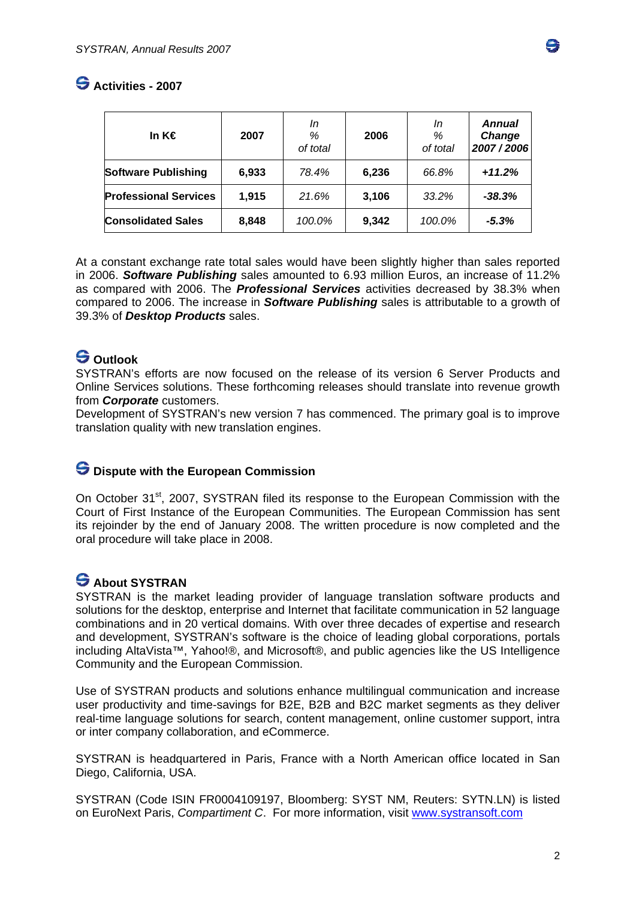## Activities - 2007

| In K€ | 2007 | *In % of total* | 2006 | *In % of total* | ***Annual Change 2007 / 2006*** |
|---|---|---|---|---|---|
| **Software Publishing** | **6,933** | *78.4%* | **6,236** | *66.8%* | ***+11.2%*** |
| **Professional Services** | **1,915** | *21.6%* | **3,106** | *33.2%* | ***-38.3%*** |
| **Consolidated Sales** | **8,848** | *100.0%* | **9,342** | *100.0%* | ***-5.3%*** |

At a constant exchange rate total sales would have been slightly higher than sales reported in 2006. ***Software Publishing*** sales amounted to 6.93 million Euros, an increase of 11.2% as compared with 2006. The ***Professional Services*** activities decreased by 38.3% when compared to 2006. The increase in ***Software Publishing*** sales is attributable to a growth of 39.3% of ***Desktop Products*** sales.

## Outlook

SYSTRAN's efforts are now focused on the release of its version 6 Server Products and Online Services solutions. These forthcoming releases should translate into revenue growth from ***Corporate*** customers.

Development of SYSTRAN's new version 7 has commenced. The primary goal is to improve translation quality with new translation engines.

## Dispute with the European Commission

On October 31st, 2007, SYSTRAN filed its response to the European Commission with the Court of First Instance of the European Communities. The European Commission has sent its rejoinder by the end of January 2008. The written procedure is now completed and the oral procedure will take place in 2008.

## About SYSTRAN

SYSTRAN is the market leading provider of language translation software products and solutions for the desktop, enterprise and Internet that facilitate communication in 52 language combinations and in 20 vertical domains. With over three decades of expertise and research and development, SYSTRAN's software is the choice of leading global corporations, portals including AltaVista™, Yahoo!®, and Microsoft®, and public agencies like the US Intelligence Community and the European Commission.

Use of SYSTRAN products and solutions enhance multilingual communication and increase user productivity and time-savings for B2E, B2B and B2C market segments as they deliver real-time language solutions for search, content management, online customer support, intra or inter company collaboration, and eCommerce.

SYSTRAN is headquartered in Paris, France with a North American office located in San Diego, California, USA.

SYSTRAN (Code ISIN FR0004109197, Bloomberg: SYST NM, Reuters: SYTN.LN) is listed on EuroNext Paris, *Compartiment C*. For more information, visit [www.systransoft.com](http://www.systransoft.com)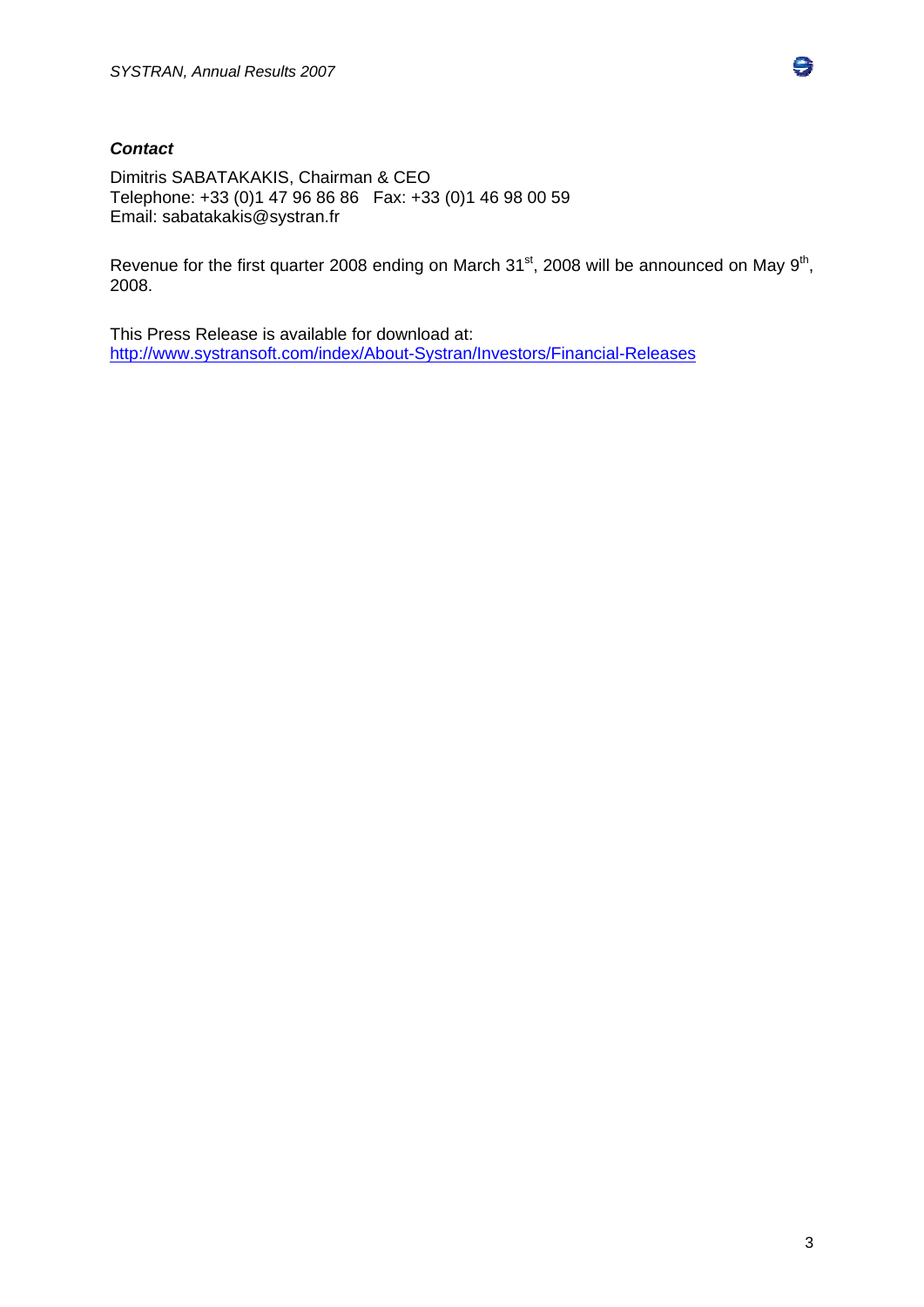***Contact***

Dimitris SABATAKAKIS, Chairman & CEO
Telephone: +33 (0)1 47 96 86 86   Fax: +33 (0)1 46 98 00 59
Email: sabatakakis@systran.fr

Revenue for the first quarter 2008 ending on March 31st, 2008 will be announced on May 9th, 2008.

This Press Release is available for download at:
http://www.systransoft.com/index/About-Systran/Investors/Financial-Releases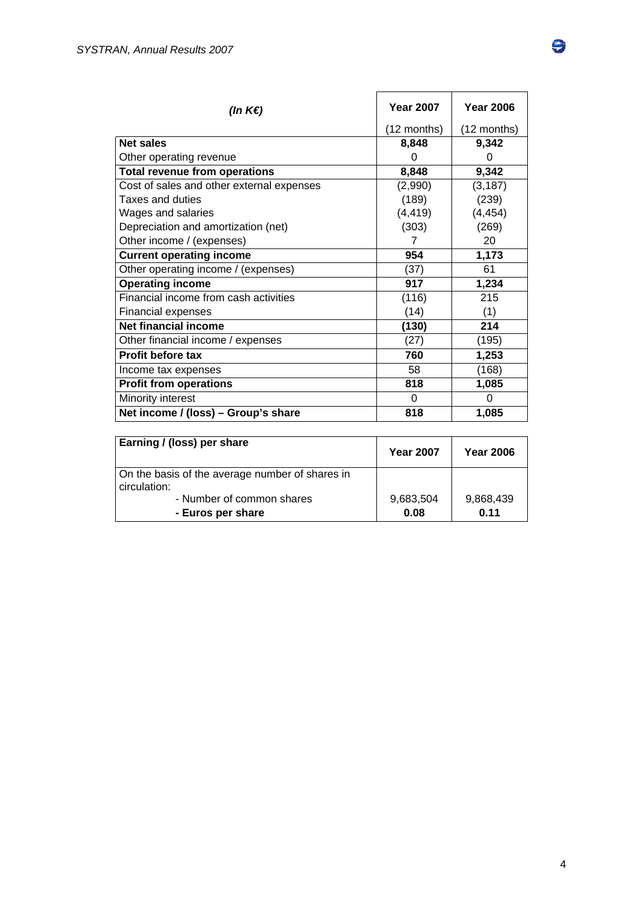| *(In K€)* | Year 2007<br>(12 months) | Year 2006<br>(12 months) |
|---|---|---|
| **Net sales** | **8,848** | **9,342** |
| Other operating revenue | 0 | 0 |
| **Total revenue from operations** | **8,848** | **9,342** |
| Cost of sales and other external expenses | (2,990) | (3,187) |
| Taxes and duties | (189) | (239) |
| Wages and salaries | (4,419) | (4,454) |
| Depreciation and amortization (net) | (303) | (269) |
| Other income / (expenses) | 7 | 20 |
| **Current operating income** | **954** | **1,173** |
| Other operating income / (expenses) | (37) | 61 |
| **Operating income** | **917** | **1,234** |
| Financial income from cash activities | (116) | 215 |
| Financial expenses | (14) | (1) |
| **Net financial income** | **(130)** | **214** |
| Other financial income / expenses | (27) | (195) |
| **Profit before tax** | **760** | **1,253** |
| Income tax expenses | 58 | (168) |
| **Profit from operations** | **818** | **1,085** |
| Minority interest | 0 | 0 |
| **Net income / (loss) – Group's share** | **818** | **1,085** |

| **Earning / (loss) per share** | **Year 2007** | **Year 2006** |
|---|---|---|
| On the basis of the average number of shares in circulation: | | |
| - Number of common shares | 9,683,504 | 9,868,439 |
| **- Euros per share** | **0.08** | **0.11** |